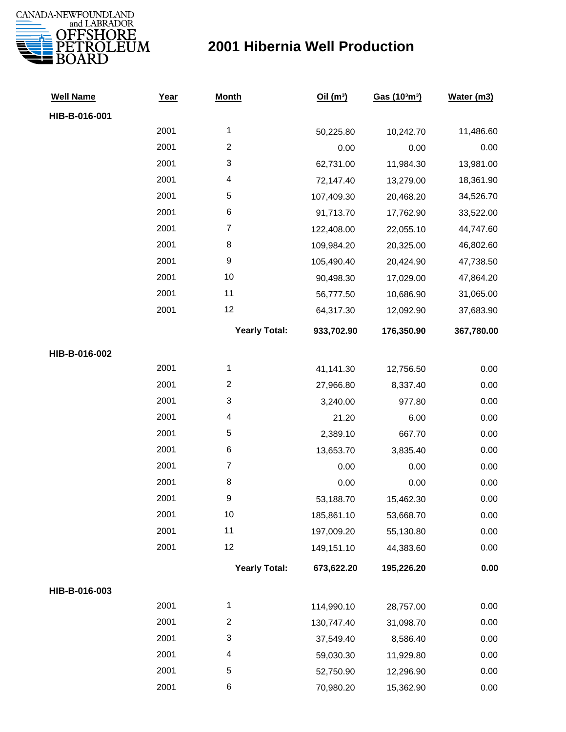CANADA-NEWFOUNDLAND and LABRADOR OFFSHORE PETROLEUM BOARD

# 2001 Hibernia Well Production

| Well Name | Year | Month | Oil ($m^3$) | Gas ($10^3m^3$) | Water (m3) |
|---|---|---|---|---|---|
| **HIB-B-016-001** | | | | | |
| | 2001 | 1 | 50,225.80 | 10,242.70 | 11,486.60 |
| | 2001 | 2 | 0.00 | 0.00 | 0.00 |
| | 2001 | 3 | 62,731.00 | 11,984.30 | 13,981.00 |
| | 2001 | 4 | 72,147.40 | 13,279.00 | 18,361.90 |
| | 2001 | 5 | 107,409.30 | 20,468.20 | 34,526.70 |
| | 2001 | 6 | 91,713.70 | 17,762.90 | 33,522.00 |
| | 2001 | 7 | 122,408.00 | 22,055.10 | 44,747.60 |
| | 2001 | 8 | 109,984.20 | 20,325.00 | 46,802.60 |
| | 2001 | 9 | 105,490.40 | 20,424.90 | 47,738.50 |
| | 2001 | 10 | 90,498.30 | 17,029.00 | 47,864.20 |
| | 2001 | 11 | 56,777.50 | 10,686.90 | 31,065.00 |
| | 2001 | 12 | 64,317.30 | 12,092.90 | 37,683.90 |
| | | **Yearly Total:** | **933,702.90** | **176,350.90** | **367,780.00** |
| **HIB-B-016-002** | | | | | |
| | 2001 | 1 | 41,141.30 | 12,756.50 | 0.00 |
| | 2001 | 2 | 27,966.80 | 8,337.40 | 0.00 |
| | 2001 | 3 | 3,240.00 | 977.80 | 0.00 |
| | 2001 | 4 | 21.20 | 6.00 | 0.00 |
| | 2001 | 5 | 2,389.10 | 667.70 | 0.00 |
| | 2001 | 6 | 13,653.70 | 3,835.40 | 0.00 |
| | 2001 | 7 | 0.00 | 0.00 | 0.00 |
| | 2001 | 8 | 0.00 | 0.00 | 0.00 |
| | 2001 | 9 | 53,188.70 | 15,462.30 | 0.00 |
| | 2001 | 10 | 185,861.10 | 53,668.70 | 0.00 |
| | 2001 | 11 | 197,009.20 | 55,130.80 | 0.00 |
| | 2001 | 12 | 149,151.10 | 44,383.60 | 0.00 |
| | | **Yearly Total:** | **673,622.20** | **195,226.20** | **0.00** |
| **HIB-B-016-003** | | | | | |
| | 2001 | 1 | 114,990.10 | 28,757.00 | 0.00 |
| | 2001 | 2 | 130,747.40 | 31,098.70 | 0.00 |
| | 2001 | 3 | 37,549.40 | 8,586.40 | 0.00 |
| | 2001 | 4 | 59,030.30 | 11,929.80 | 0.00 |
| | 2001 | 5 | 52,750.90 | 12,296.90 | 0.00 |
| | 2001 | 6 | 70,980.20 | 15,362.90 | 0.00 |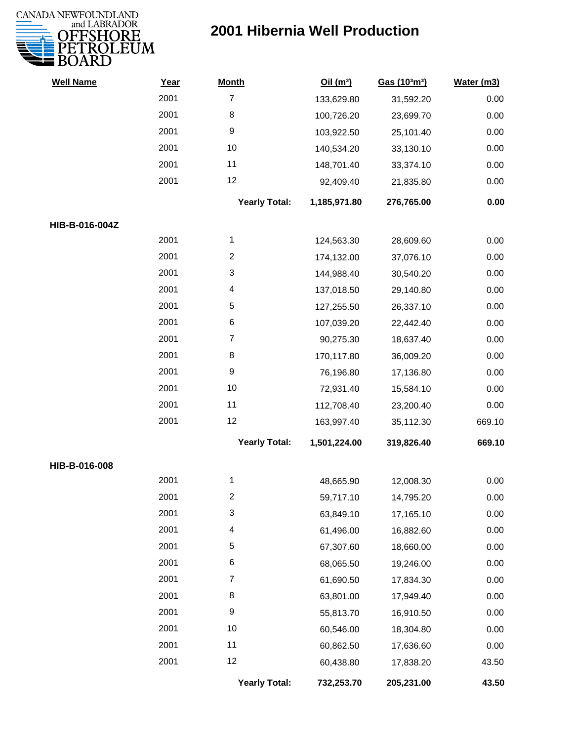# 2001 Hibernia Well Production

| Well Name | Year | Month | Oil ($m^3$) | Gas ($10^3m^3$) | Water (m3) |
|---|---|---|---|---|---|
| | 2001 | 7 | 133,629.80 | 31,592.20 | 0.00 |
| | 2001 | 8 | 100,726.20 | 23,699.70 | 0.00 |
| | 2001 | 9 | 103,922.50 | 25,101.40 | 0.00 |
| | 2001 | 10 | 140,534.20 | 33,130.10 | 0.00 |
| | 2001 | 11 | 148,701.40 | 33,374.10 | 0.00 |
| | 2001 | 12 | 92,409.40 | 21,835.80 | 0.00 |
| | | **Yearly Total:** | **1,185,971.80** | **276,765.00** | **0.00** |
| **HIB-B-016-004Z** | | | | | |
| | 2001 | 1 | 124,563.30 | 28,609.60 | 0.00 |
| | 2001 | 2 | 174,132.00 | 37,076.10 | 0.00 |
| | 2001 | 3 | 144,988.40 | 30,540.20 | 0.00 |
| | 2001 | 4 | 137,018.50 | 29,140.80 | 0.00 |
| | 2001 | 5 | 127,255.50 | 26,337.10 | 0.00 |
| | 2001 | 6 | 107,039.20 | 22,442.40 | 0.00 |
| | 2001 | 7 | 90,275.30 | 18,637.40 | 0.00 |
| | 2001 | 8 | 170,117.80 | 36,009.20 | 0.00 |
| | 2001 | 9 | 76,196.80 | 17,136.80 | 0.00 |
| | 2001 | 10 | 72,931.40 | 15,584.10 | 0.00 |
| | 2001 | 11 | 112,708.40 | 23,200.40 | 0.00 |
| | 2001 | 12 | 163,997.40 | 35,112.30 | 669.10 |
| | | **Yearly Total:** | **1,501,224.00** | **319,826.40** | **669.10** |
| **HIB-B-016-008** | | | | | |
| | 2001 | 1 | 48,665.90 | 12,008.30 | 0.00 |
| | 2001 | 2 | 59,717.10 | 14,795.20 | 0.00 |
| | 2001 | 3 | 63,849.10 | 17,165.10 | 0.00 |
| | 2001 | 4 | 61,496.00 | 16,882.60 | 0.00 |
| | 2001 | 5 | 67,307.60 | 18,660.00 | 0.00 |
| | 2001 | 6 | 68,065.50 | 19,246.00 | 0.00 |
| | 2001 | 7 | 61,690.50 | 17,834.30 | 0.00 |
| | 2001 | 8 | 63,801.00 | 17,949.40 | 0.00 |
| | 2001 | 9 | 55,813.70 | 16,910.50 | 0.00 |
| | 2001 | 10 | 60,546.00 | 18,304.80 | 0.00 |
| | 2001 | 11 | 60,862.50 | 17,636.60 | 0.00 |
| | 2001 | 12 | 60,438.80 | 17,838.20 | 43.50 |
| | | **Yearly Total:** | **732,253.70** | **205,231.00** | **43.50** |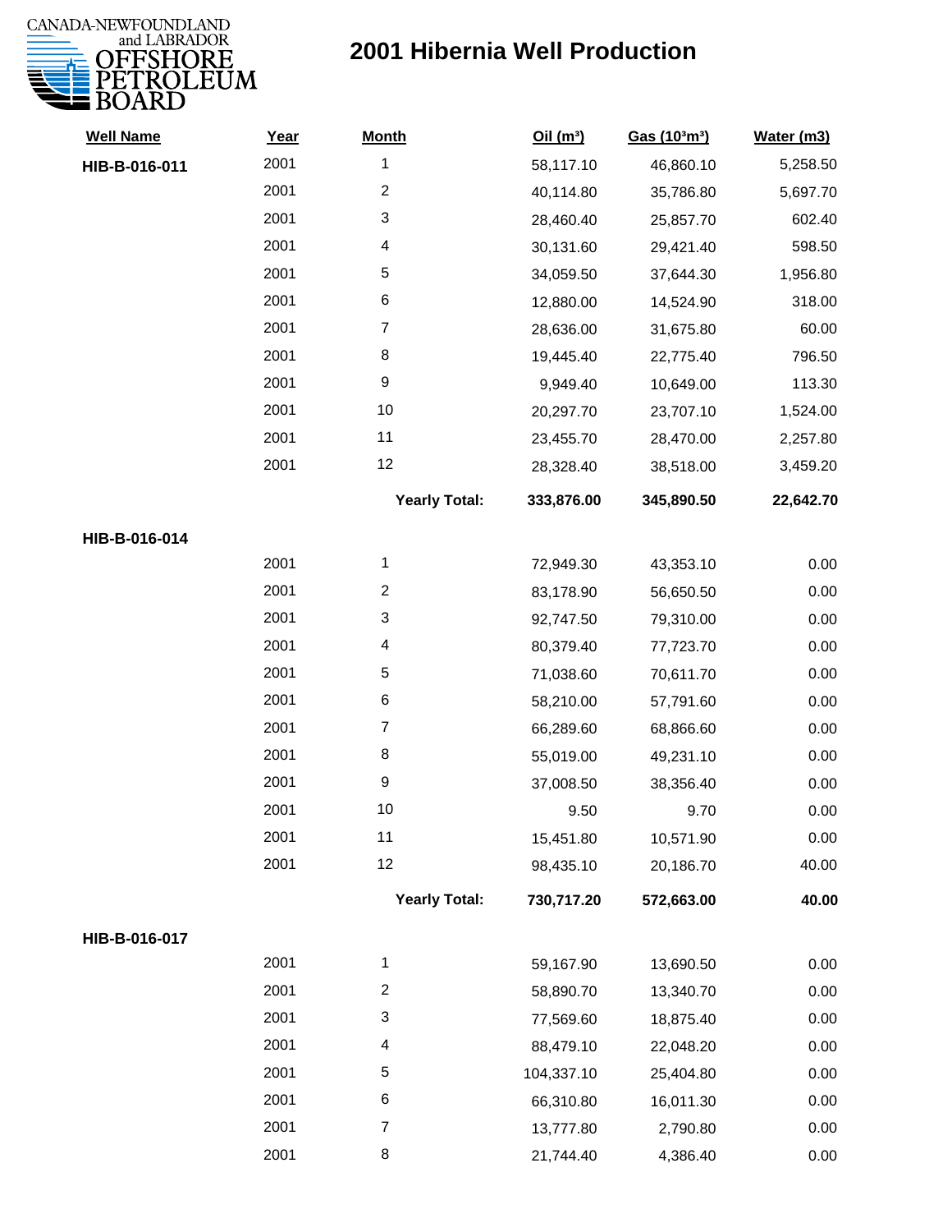CANADA-NEWFOUNDLAND and LABRADOR OFFSHORE PETROLEUM BOARD

# 2001 Hibernia Well Production

| Well Name | Year | Month | Oil ($m^3$) | Gas ($10^3m^3$) | Water (m3) |
|---|---|---|---|---|---|
| **HIB-B-016-011** | 2001 | 1 | 58,117.10 | 46,860.10 | 5,258.50 |
| | 2001 | 2 | 40,114.80 | 35,786.80 | 5,697.70 |
| | 2001 | 3 | 28,460.40 | 25,857.70 | 602.40 |
| | 2001 | 4 | 30,131.60 | 29,421.40 | 598.50 |
| | 2001 | 5 | 34,059.50 | 37,644.30 | 1,956.80 |
| | 2001 | 6 | 12,880.00 | 14,524.90 | 318.00 |
| | 2001 | 7 | 28,636.00 | 31,675.80 | 60.00 |
| | 2001 | 8 | 19,445.40 | 22,775.40 | 796.50 |
| | 2001 | 9 | 9,949.40 | 10,649.00 | 113.30 |
| | 2001 | 10 | 20,297.70 | 23,707.10 | 1,524.00 |
| | 2001 | 11 | 23,455.70 | 28,470.00 | 2,257.80 |
| | 2001 | 12 | 28,328.40 | 38,518.00 | 3,459.20 |
| | | **Yearly Total:** | **333,876.00** | **345,890.50** | **22,642.70** |
| **HIB-B-016-014** | | | | | |
| | 2001 | 1 | 72,949.30 | 43,353.10 | 0.00 |
| | 2001 | 2 | 83,178.90 | 56,650.50 | 0.00 |
| | 2001 | 3 | 92,747.50 | 79,310.00 | 0.00 |
| | 2001 | 4 | 80,379.40 | 77,723.70 | 0.00 |
| | 2001 | 5 | 71,038.60 | 70,611.70 | 0.00 |
| | 2001 | 6 | 58,210.00 | 57,791.60 | 0.00 |
| | 2001 | 7 | 66,289.60 | 68,866.60 | 0.00 |
| | 2001 | 8 | 55,019.00 | 49,231.10 | 0.00 |
| | 2001 | 9 | 37,008.50 | 38,356.40 | 0.00 |
| | 2001 | 10 | 9.50 | 9.70 | 0.00 |
| | 2001 | 11 | 15,451.80 | 10,571.90 | 0.00 |
| | 2001 | 12 | 98,435.10 | 20,186.70 | 40.00 |
| | | **Yearly Total:** | **730,717.20** | **572,663.00** | **40.00** |
| **HIB-B-016-017** | | | | | |
| | 2001 | 1 | 59,167.90 | 13,690.50 | 0.00 |
| | 2001 | 2 | 58,890.70 | 13,340.70 | 0.00 |
| | 2001 | 3 | 77,569.60 | 18,875.40 | 0.00 |
| | 2001 | 4 | 88,479.10 | 22,048.20 | 0.00 |
| | 2001 | 5 | 104,337.10 | 25,404.80 | 0.00 |
| | 2001 | 6 | 66,310.80 | 16,011.30 | 0.00 |
| | 2001 | 7 | 13,777.80 | 2,790.80 | 0.00 |
| | 2001 | 8 | 21,744.40 | 4,386.40 | 0.00 |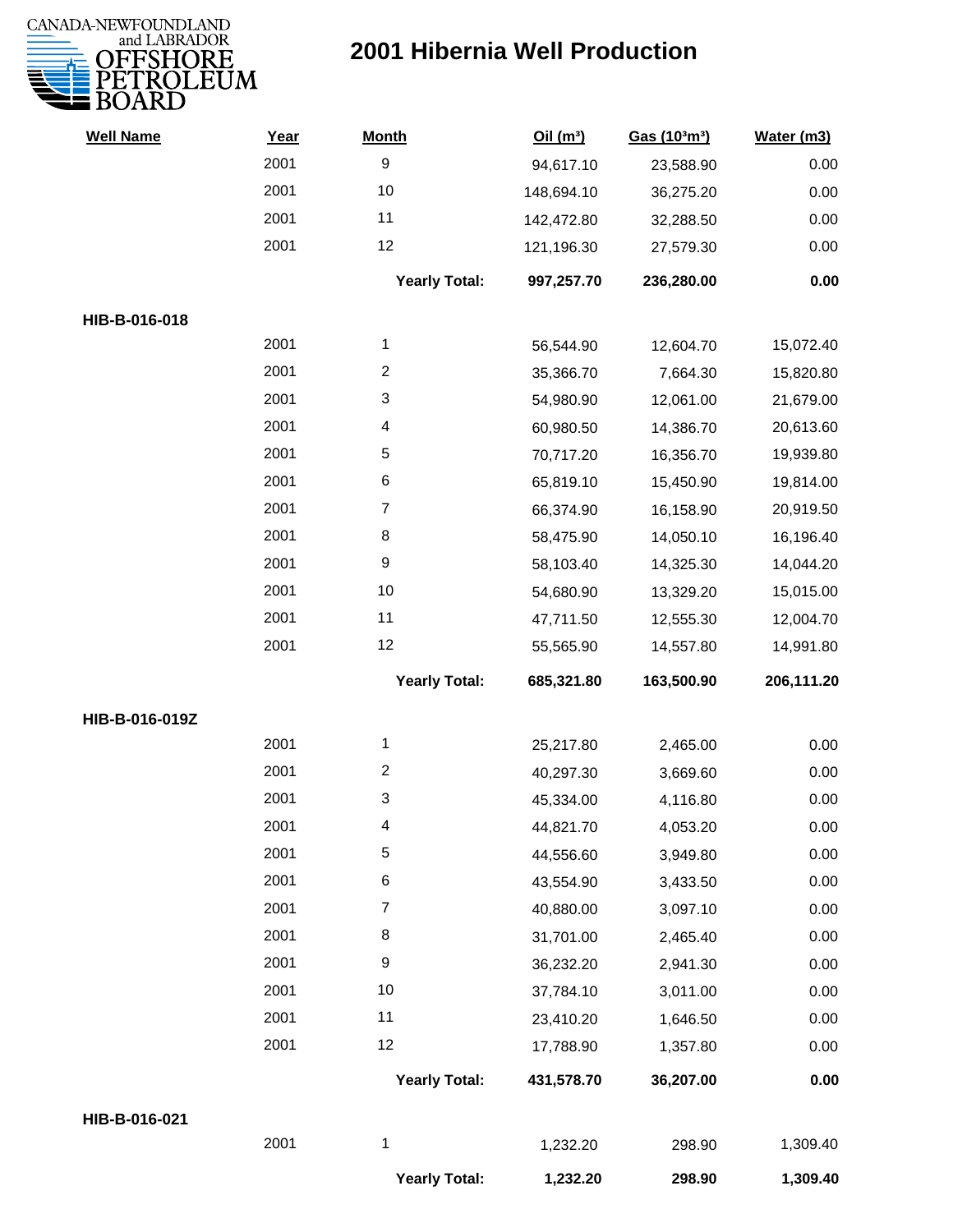# 2001 Hibernia Well Production

| Well Name | Year | Month | Oil (m³) | Gas (10³m³) | Water (m3) |
|---|---|---|---|---|---|
| | 2001 | 9 | 94,617.10 | 23,588.90 | 0.00 |
| | 2001 | 10 | 148,694.10 | 36,275.20 | 0.00 |
| | 2001 | 11 | 142,472.80 | 32,288.50 | 0.00 |
| | 2001 | 12 | 121,196.30 | 27,579.30 | 0.00 |
| | | **Yearly Total:** | **997,257.70** | **236,280.00** | **0.00** |
| **HIB-B-016-018** | | | | | |
| | 2001 | 1 | 56,544.90 | 12,604.70 | 15,072.40 |
| | 2001 | 2 | 35,366.70 | 7,664.30 | 15,820.80 |
| | 2001 | 3 | 54,980.90 | 12,061.00 | 21,679.00 |
| | 2001 | 4 | 60,980.50 | 14,386.70 | 20,613.60 |
| | 2001 | 5 | 70,717.20 | 16,356.70 | 19,939.80 |
| | 2001 | 6 | 65,819.10 | 15,450.90 | 19,814.00 |
| | 2001 | 7 | 66,374.90 | 16,158.90 | 20,919.50 |
| | 2001 | 8 | 58,475.90 | 14,050.10 | 16,196.40 |
| | 2001 | 9 | 58,103.40 | 14,325.30 | 14,044.20 |
| | 2001 | 10 | 54,680.90 | 13,329.20 | 15,015.00 |
| | 2001 | 11 | 47,711.50 | 12,555.30 | 12,004.70 |
| | 2001 | 12 | 55,565.90 | 14,557.80 | 14,991.80 |
| | | **Yearly Total:** | **685,321.80** | **163,500.90** | **206,111.20** |
| **HIB-B-016-019Z** | | | | | |
| | 2001 | 1 | 25,217.80 | 2,465.00 | 0.00 |
| | 2001 | 2 | 40,297.30 | 3,669.60 | 0.00 |
| | 2001 | 3 | 45,334.00 | 4,116.80 | 0.00 |
| | 2001 | 4 | 44,821.70 | 4,053.20 | 0.00 |
| | 2001 | 5 | 44,556.60 | 3,949.80 | 0.00 |
| | 2001 | 6 | 43,554.90 | 3,433.50 | 0.00 |
| | 2001 | 7 | 40,880.00 | 3,097.10 | 0.00 |
| | 2001 | 8 | 31,701.00 | 2,465.40 | 0.00 |
| | 2001 | 9 | 36,232.20 | 2,941.30 | 0.00 |
| | 2001 | 10 | 37,784.10 | 3,011.00 | 0.00 |
| | 2001 | 11 | 23,410.20 | 1,646.50 | 0.00 |
| | 2001 | 12 | 17,788.90 | 1,357.80 | 0.00 |
| | | **Yearly Total:** | **431,578.70** | **36,207.00** | **0.00** |
| **HIB-B-016-021** | | | | | |
| | 2001 | 1 | 1,232.20 | 298.90 | 1,309.40 |
| | | **Yearly Total:** | **1,232.20** | **298.90** | **1,309.40** |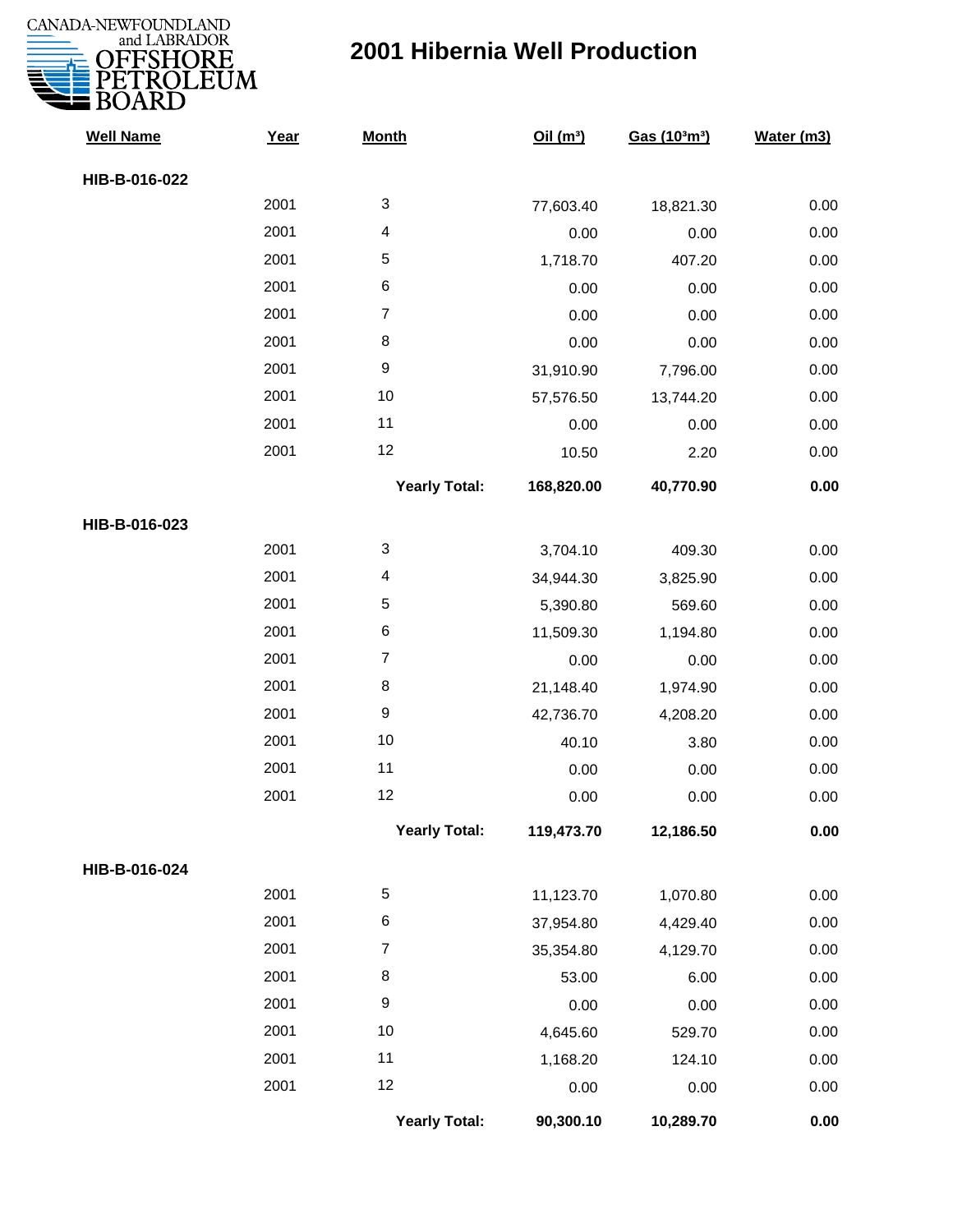CANADA-NEWFOUNDLAND and LABRADOR OFFSHORE PETROLEUM BOARD

# 2001 Hibernia Well Production

| Well Name | Year | Month | Oil ($m^3$) | Gas ($10^3m^3$) | Water (m3) |
|---|---|---|---|---|---|
| **HIB-B-016-022** | | | | | |
| | 2001 | 3 | 77,603.40 | 18,821.30 | 0.00 |
| | 2001 | 4 | 0.00 | 0.00 | 0.00 |
| | 2001 | 5 | 1,718.70 | 407.20 | 0.00 |
| | 2001 | 6 | 0.00 | 0.00 | 0.00 |
| | 2001 | 7 | 0.00 | 0.00 | 0.00 |
| | 2001 | 8 | 0.00 | 0.00 | 0.00 |
| | 2001 | 9 | 31,910.90 | 7,796.00 | 0.00 |
| | 2001 | 10 | 57,576.50 | 13,744.20 | 0.00 |
| | 2001 | 11 | 0.00 | 0.00 | 0.00 |
| | 2001 | 12 | 10.50 | 2.20 | 0.00 |
| | | **Yearly Total:** | **168,820.00** | **40,770.90** | **0.00** |
| **HIB-B-016-023** | | | | | |
| | 2001 | 3 | 3,704.10 | 409.30 | 0.00 |
| | 2001 | 4 | 34,944.30 | 3,825.90 | 0.00 |
| | 2001 | 5 | 5,390.80 | 569.60 | 0.00 |
| | 2001 | 6 | 11,509.30 | 1,194.80 | 0.00 |
| | 2001 | 7 | 0.00 | 0.00 | 0.00 |
| | 2001 | 8 | 21,148.40 | 1,974.90 | 0.00 |
| | 2001 | 9 | 42,736.70 | 4,208.20 | 0.00 |
| | 2001 | 10 | 40.10 | 3.80 | 0.00 |
| | 2001 | 11 | 0.00 | 0.00 | 0.00 |
| | 2001 | 12 | 0.00 | 0.00 | 0.00 |
| | | **Yearly Total:** | **119,473.70** | **12,186.50** | **0.00** |
| **HIB-B-016-024** | | | | | |
| | 2001 | 5 | 11,123.70 | 1,070.80 | 0.00 |
| | 2001 | 6 | 37,954.80 | 4,429.40 | 0.00 |
| | 2001 | 7 | 35,354.80 | 4,129.70 | 0.00 |
| | 2001 | 8 | 53.00 | 6.00 | 0.00 |
| | 2001 | 9 | 0.00 | 0.00 | 0.00 |
| | 2001 | 10 | 4,645.60 | 529.70 | 0.00 |
| | 2001 | 11 | 1,168.20 | 124.10 | 0.00 |
| | 2001 | 12 | 0.00 | 0.00 | 0.00 |
| | | **Yearly Total:** | **90,300.10** | **10,289.70** | **0.00** |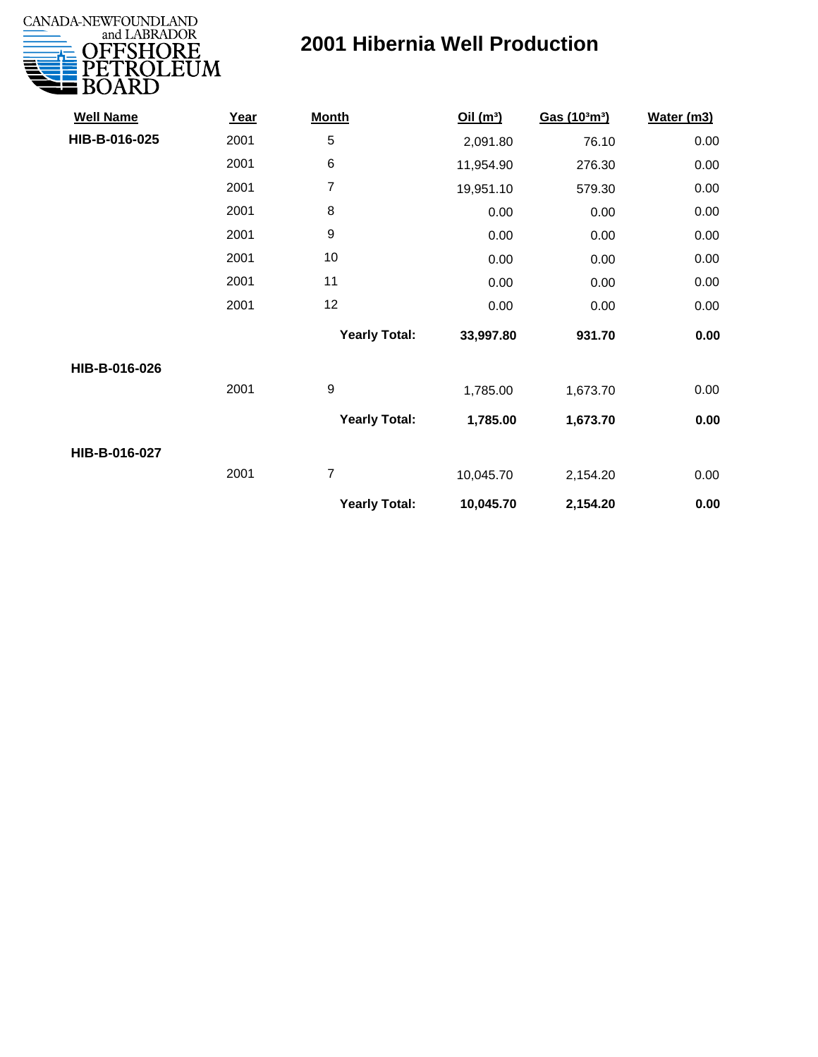# 2001 Hibernia Well Production

| Well Name | Year | Month | Oil ($m^3$) | Gas ($10^3m^3$) | Water (m3) |
|---|---|---|---|---|---|
| **HIB-B-016-025** | 2001 | 5 | 2,091.80 | 76.10 | 0.00 |
| | 2001 | 6 | 11,954.90 | 276.30 | 0.00 |
| | 2001 | 7 | 19,951.10 | 579.30 | 0.00 |
| | 2001 | 8 | 0.00 | 0.00 | 0.00 |
| | 2001 | 9 | 0.00 | 0.00 | 0.00 |
| | 2001 | 10 | 0.00 | 0.00 | 0.00 |
| | 2001 | 11 | 0.00 | 0.00 | 0.00 |
| | 2001 | 12 | 0.00 | 0.00 | 0.00 |
| | | **Yearly Total:** | **33,997.80** | **931.70** | **0.00** |
| **HIB-B-016-026** | | | | | |
| | 2001 | 9 | 1,785.00 | 1,673.70 | 0.00 |
| | | **Yearly Total:** | **1,785.00** | **1,673.70** | **0.00** |
| **HIB-B-016-027** | | | | | |
| | 2001 | 7 | 10,045.70 | 2,154.20 | 0.00 |
| | | **Yearly Total:** | **10,045.70** | **2,154.20** | **0.00** |